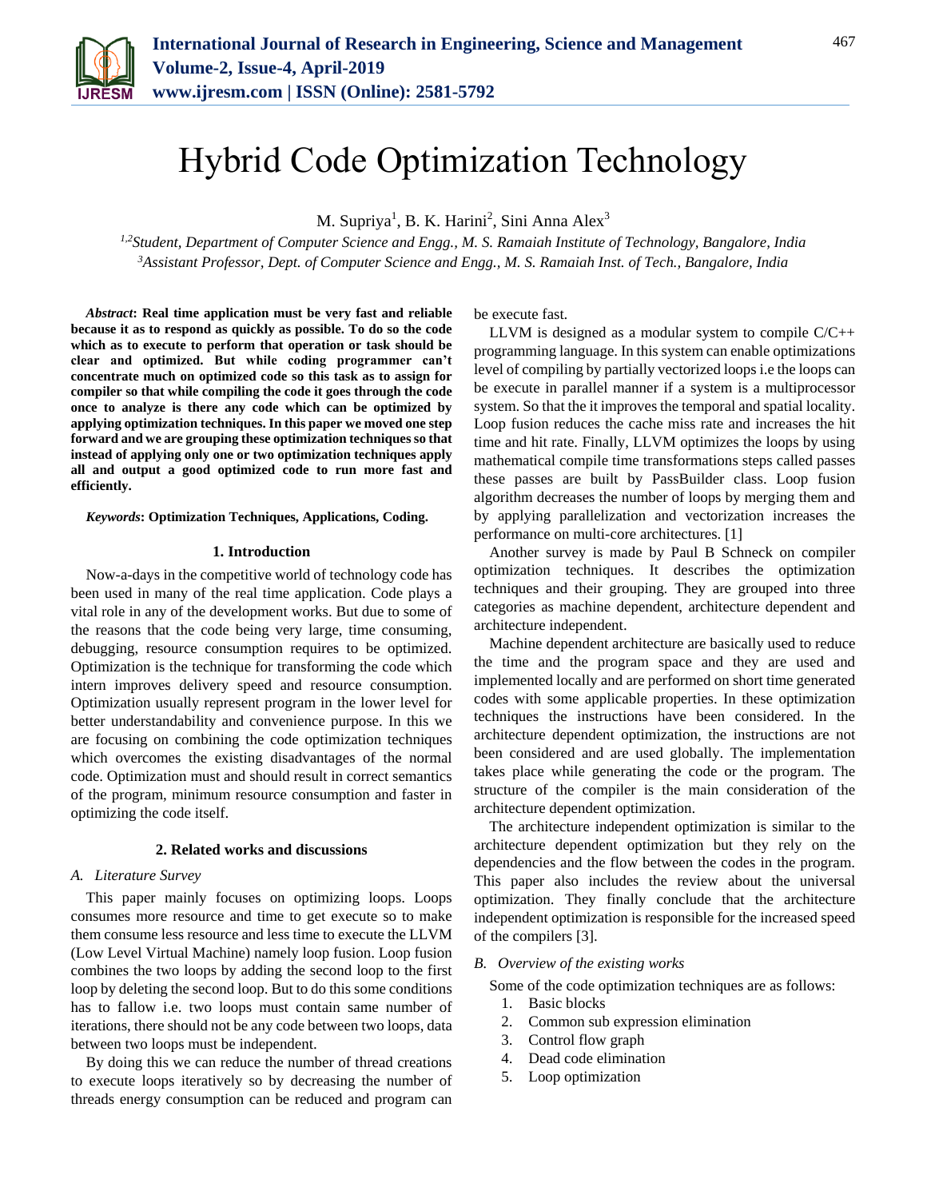# Hybrid Code Optimization Technology

M. Supriya[1], B. K. Harini[2], Sini Anna Alex[3]

*[1,2]Student, Department of Computer Science and Engg., M. S. Ramaiah Institute of Technology, Bangalore, India*
*[3]Assistant Professor, Dept. of Computer Science and Engg., M. S. Ramaiah Inst. of Tech., Bangalore, India*

***Abstract*: Real time application must be very fast and reliable because it as to respond as quickly as possible. To do so the code which as to execute to perform that operation or task should be clear and optimized. But while coding programmer can't concentrate much on optimized code so this task as to assign for compiler so that while compiling the code it goes through the code once to analyze is there any code which can be optimized by applying optimization techniques. In this paper we moved one step forward and we are grouping these optimization techniques so that instead of applying only one or two optimization techniques apply all and output a good optimized code to run more fast and efficiently.**

***Keywords*: Optimization Techniques, Applications, Coding.**

## 1. Introduction

Now-a-days in the competitive world of technology code has been used in many of the real time application. Code plays a vital role in any of the development works. But due to some of the reasons that the code being very large, time consuming, debugging, resource consumption requires to be optimized. Optimization is the technique for transforming the code which intern improves delivery speed and resource consumption. Optimization usually represent program in the lower level for better understandability and convenience purpose. In this we are focusing on combining the code optimization techniques which overcomes the existing disadvantages of the normal code. Optimization must and should result in correct semantics of the program, minimum resource consumption and faster in optimizing the code itself.

## 2. Related works and discussions

### *A. Literature Survey*

This paper mainly focuses on optimizing loops. Loops consumes more resource and time to get execute so to make them consume less resource and less time to execute the LLVM (Low Level Virtual Machine) namely loop fusion. Loop fusion combines the two loops by adding the second loop to the first loop by deleting the second loop. But to do this some conditions has to fallow i.e. two loops must contain same number of iterations, there should not be any code between two loops, data between two loops must be independent.

By doing this we can reduce the number of thread creations to execute loops iteratively so by decreasing the number of threads energy consumption can be reduced and program can be execute fast.

LLVM is designed as a modular system to compile C/C++ programming language. In this system can enable optimizations level of compiling by partially vectorized loops i.e the loops can be execute in parallel manner if a system is a multiprocessor system. So that the it improves the temporal and spatial locality. Loop fusion reduces the cache miss rate and increases the hit time and hit rate. Finally, LLVM optimizes the loops by using mathematical compile time transformations steps called passes these passes are built by PassBuilder class. Loop fusion algorithm decreases the number of loops by merging them and by applying parallelization and vectorization increases the performance on multi-core architectures. [1]

Another survey is made by Paul B Schneck on compiler optimization techniques. It describes the optimization techniques and their grouping. They are grouped into three categories as machine dependent, architecture dependent and architecture independent.

Machine dependent architecture are basically used to reduce the time and the program space and they are used and implemented locally and are performed on short time generated codes with some applicable properties. In these optimization techniques the instructions have been considered. In the architecture dependent optimization, the instructions are not been considered and are used globally. The implementation takes place while generating the code or the program. The structure of the compiler is the main consideration of the architecture dependent optimization.

The architecture independent optimization is similar to the architecture dependent optimization but they rely on the dependencies and the flow between the codes in the program. This paper also includes the review about the universal optimization. They finally conclude that the architecture independent optimization is responsible for the increased speed of the compilers [3].

### *B. Overview of the existing works*

Some of the code optimization techniques are as follows:

1. Basic blocks
2. Common sub expression elimination
3. Control flow graph
4. Dead code elimination
5. Loop optimization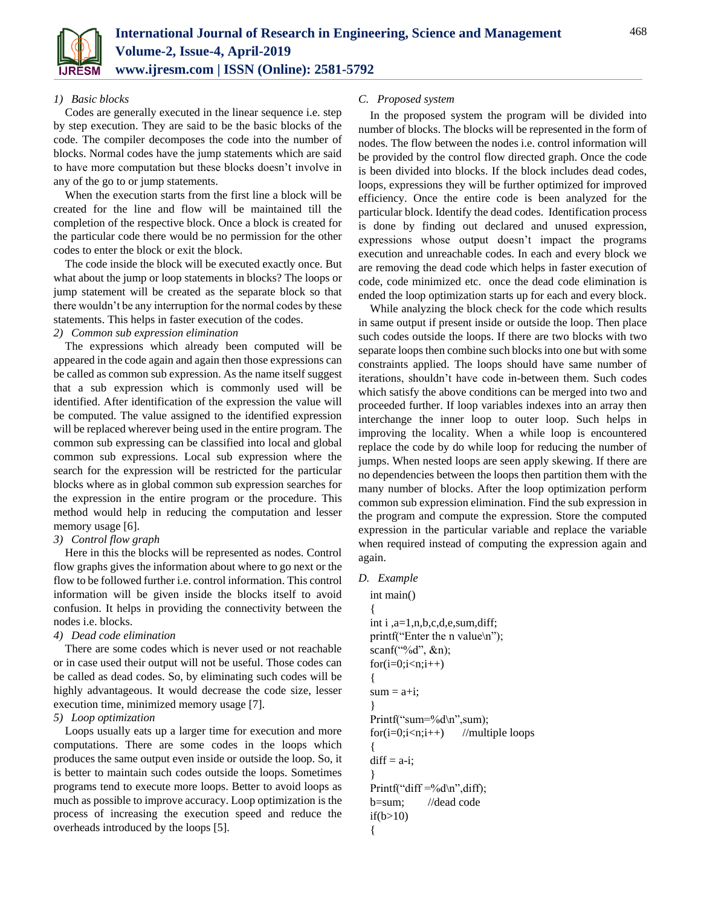#### 1) Basic blocks

Codes are generally executed in the linear sequence i.e. step by step execution. They are said to be the basic blocks of the code. The compiler decomposes the code into the number of blocks. Normal codes have the jump statements which are said to have more computation but these blocks doesn't involve in any of the go to or jump statements.

When the execution starts from the first line a block will be created for the line and flow will be maintained till the completion of the respective block. Once a block is created for the particular code there would be no permission for the other codes to enter the block or exit the block.

The code inside the block will be executed exactly once. But what about the jump or loop statements in blocks? The loops or jump statement will be created as the separate block so that there wouldn't be any interruption for the normal codes by these statements. This helps in faster execution of the codes.

#### 2) Common sub expression elimination

The expressions which already been computed will be appeared in the code again and again then those expressions can be called as common sub expression. As the name itself suggest that a sub expression which is commonly used will be identified. After identification of the expression the value will be computed. The value assigned to the identified expression will be replaced wherever being used in the entire program. The common sub expressing can be classified into local and global common sub expressions. Local sub expression where the search for the expression will be restricted for the particular blocks where as in global common sub expression searches for the expression in the entire program or the procedure. This method would help in reducing the computation and lesser memory usage [6].

#### 3) Control flow graph

Here in this the blocks will be represented as nodes. Control flow graphs gives the information about where to go next or the flow to be followed further i.e. control information. This control information will be given inside the blocks itself to avoid confusion. It helps in providing the connectivity between the nodes i.e. blocks.

#### 4) Dead code elimination

There are some codes which is never used or not reachable or in case used their output will not be useful. Those codes can be called as dead codes. So, by eliminating such codes will be highly advantageous. It would decrease the code size, lesser execution time, minimized memory usage [7].

#### 5) Loop optimization

Loops usually eats up a larger time for execution and more computations. There are some codes in the loops which produces the same output even inside or outside the loop. So, it is better to maintain such codes outside the loops. Sometimes programs tend to execute more loops. Better to avoid loops as much as possible to improve accuracy. Loop optimization is the process of increasing the execution speed and reduce the overheads introduced by the loops [5].

### C. Proposed system

In the proposed system the program will be divided into number of blocks. The blocks will be represented in the form of nodes. The flow between the nodes i.e. control information will be provided by the control flow directed graph. Once the code is been divided into blocks. If the block includes dead codes, loops, expressions they will be further optimized for improved efficiency. Once the entire code is been analyzed for the particular block. Identify the dead codes. Identification process is done by finding out declared and unused expression, expressions whose output doesn't impact the programs execution and unreachable codes. In each and every block we are removing the dead code which helps in faster execution of code, code minimized etc. once the dead code elimination is ended the loop optimization starts up for each and every block.

While analyzing the block check for the code which results in same output if present inside or outside the loop. Then place such codes outside the loops. If there are two blocks with two separate loops then combine such blocks into one but with some constraints applied. The loops should have same number of iterations, shouldn't have code in-between them. Such codes which satisfy the above conditions can be merged into two and proceeded further. If loop variables indexes into an array then interchange the inner loop to outer loop. Such helps in improving the locality. When a while loop is encountered replace the code by do while loop for reducing the number of jumps. When nested loops are seen apply skewing. If there are no dependencies between the loops then partition them with the many number of blocks. After the loop optimization perform common sub expression elimination. Find the sub expression in the program and compute the expression. Store the computed expression in the particular variable and replace the variable when required instead of computing the expression again and again.

### D. Example

```
int main()
{
int i ,a=1,n,b,c,d,e,sum,diff;
printf("Enter the n value\n");
scanf("%d", &n);
for(i=0;i<n;i++)
{
sum = a+i;
}
Printf("sum=%d\n",sum);
for(i=0;i<n;i++)      //multiple loops
{
diff = a-i;
}
Printf("diff =%d\n",diff);
b=sum;       //dead code
if(b>10)
{
```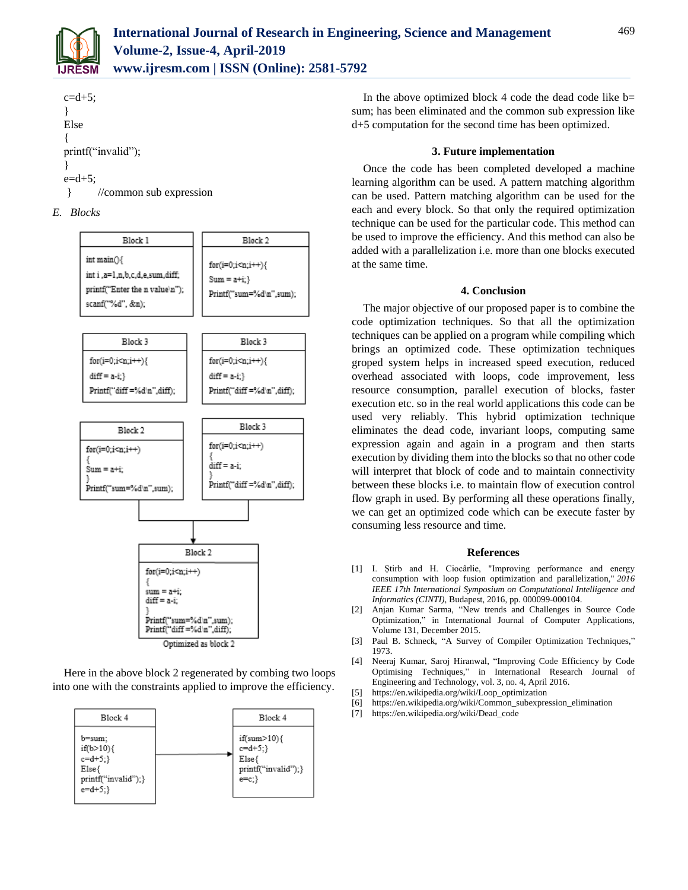```
c=d+5;
}
Else
{
printf("invalid");
}
e=d+5;
 }       //common sub expression
```

*E. Blocks*

Block 1

```
int main(){
int i ,a=1,n,b,c,d,e,sum,diff;
printf("Enter the n value\n");
scanf("%d", &n);
```

Block 2

```
for(i=0;i<n;i++){
Sum = a+i;}
Printf("sum=%d\n",sum);
```

Block 3

```
for(i=0;i<n;i++){
diff = a-i;}
Printf("diff =%d\n",diff);
```

Block 3

```
for(i=0;i<n;i++){
diff = a-i;}
Printf("diff =%d\n",diff);
```

Block 2

```
for(i=0;i<n;i++)
{
Sum = a+i;
}
Printf("sum=%d\n",sum);
```

Block 3

```
for(i=0;i<n;i++)
{
diff = a-i;
}
Printf("diff =%d\n",diff);
```

Block 2

```
for(i=0;i<n;i++)
{
sum = a+i;
diff = a-i;
}
Printf("sum=%d\n",sum);
Printf("diff =%d\n",diff);
```

Optimized as block 2

Here in the above block 2 regenerated by combing two loops into one with the constraints applied to improve the efficiency.

Block 4

```
b=sum;
if(b>10){
c=d+5;}
Else{
printf("invalid");}
e=d+5;}
```

Block 4

```
if(sum>10){
c=d+5;}
Else{
printf("invalid");}
e=c;}
```

In the above optimized block 4 code the dead code like b= sum; has been eliminated and the common sub expression like d+5 computation for the second time has been optimized.

## 3. Future implementation

Once the code has been completed developed a machine learning algorithm can be used. A pattern matching algorithm can be used. Pattern matching can be used for the each and every block. So that only the required optimization technique can be used for the particular code. This method can be used to improve the efficiency. And this method can also be added with a parallelization i.e. more than one blocks executed at the same time.

## 4. Conclusion

The major objective of our proposed paper is to combine the code optimization techniques. So that all the optimization techniques can be applied on a program while compiling which brings an optimized code. These optimization techniques groped system helps in increased speed execution, reduced overhead associated with loops, code improvement, less resource consumption, parallel execution of blocks, faster execution etc. so in the real world applications this code can be used very reliably. This hybrid optimization technique eliminates the dead code, invariant loops, computing same expression again and again in a program and then starts execution by dividing them into the blocks so that no other code will interpret that block of code and to maintain connectivity between these blocks i.e. to maintain flow of execution control flow graph in used. By performing all these operations finally, we can get an optimized code which can be execute faster by consuming less resource and time.

## References

[1] I. Ştirb and H. Ciocârlie, "Improving performance and energy consumption with loop fusion optimization and parallelization," *2016 IEEE 17th International Symposium on Computational Intelligence and Informatics (CINTI)*, Budapest, 2016, pp. 000099-000104.

[2] Anjan Kumar Sarma, "New trends and Challenges in Source Code Optimization," in International Journal of Computer Applications, Volume 131, December 2015.

[3] Paul B. Schneck, "A Survey of Compiler Optimization Techniques," 1973.

[4] Neeraj Kumar, Saroj Hiranwal, "Improving Code Efficiency by Code Optimising Techniques," in International Research Journal of Engineering and Technology, vol. 3, no. 4, April 2016.

[5] https://en.wikipedia.org/wiki/Loop_optimization

[6] https://en.wikipedia.org/wiki/Common_subexpression_elimination

[7] https://en.wikipedia.org/wiki/Dead_code